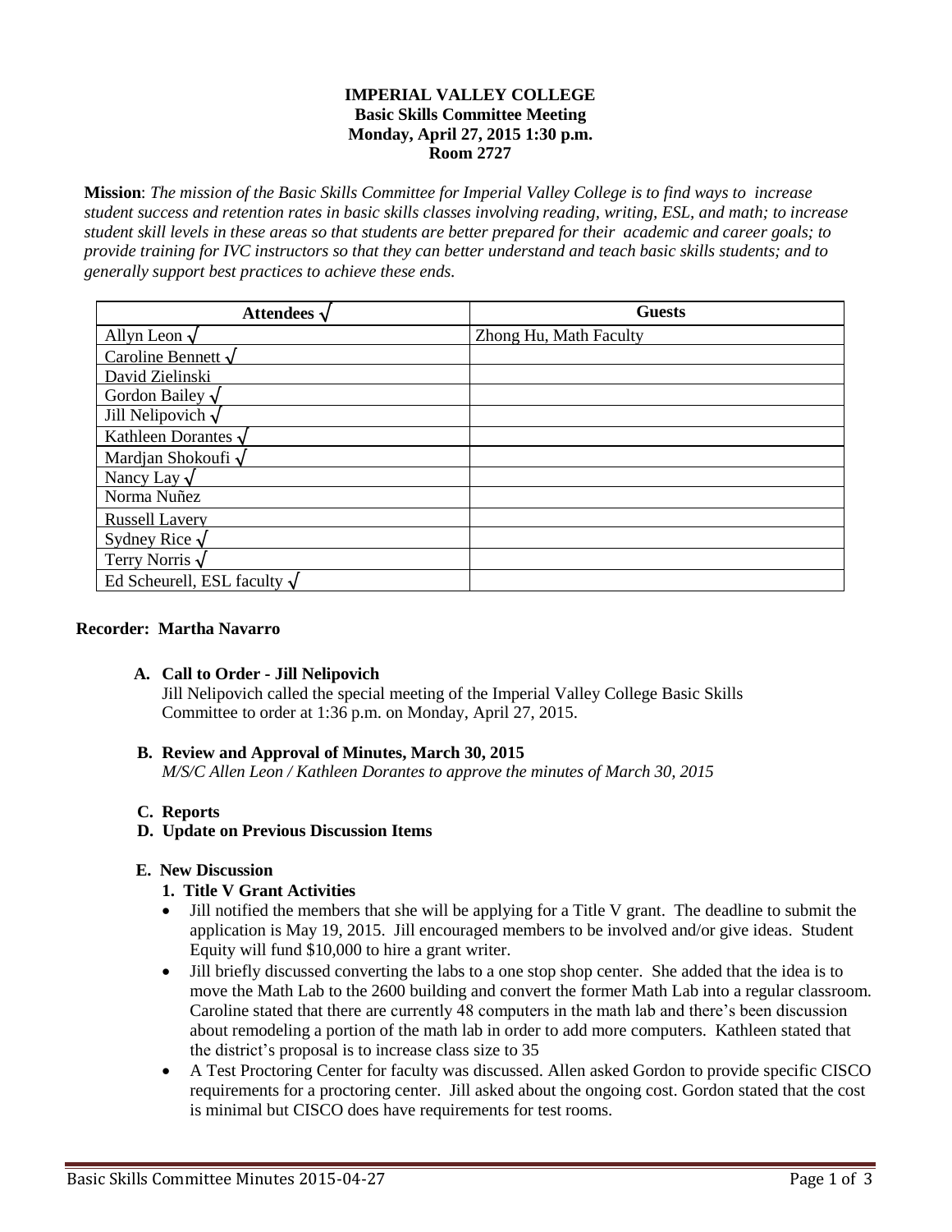**IMPERIAL VALLEY COLLEGE**
**Basic Skills Committee Meeting**
**Monday, April 27, 2015 1:30 p.m.**
**Room 2727**

**Mission**: *The mission of the Basic Skills Committee for Imperial Valley College is to find ways to increase student success and retention rates in basic skills classes involving reading, writing, ESL, and math; to increase student skill levels in these areas so that students are better prepared for their academic and career goals; to provide training for IVC instructors so that they can better understand and teach basic skills students; and to generally support best practices to achieve these ends.*

| Attendees √ | Guests |
|---|---|
| Allyn Leon √ | Zhong Hu, Math Faculty |
| Caroline Bennett √ | |
| David Zielinski | |
| Gordon Bailey √ | |
| Jill Nelipovich √ | |
| Kathleen Dorantes √ | |
| Mardjan Shokoufi √ | |
| Nancy Lay √ | |
| Norma Nuñez | |
| Russell Lavery | |
| Sydney Rice √ | |
| Terry Norris √ | |
| Ed Scheurell, ESL faculty √ | |

**Recorder: Martha Navarro**

**A. Call to Order - Jill Nelipovich**
Jill Nelipovich called the special meeting of the Imperial Valley College Basic Skills Committee to order at 1:36 p.m. on Monday, April 27, 2015.

**B. Review and Approval of Minutes, March 30, 2015**
*M/S/C Allen Leon / Kathleen Dorantes to approve the minutes of March 30, 2015*

**C. Reports**

**D. Update on Previous Discussion Items**

**E. New Discussion**

**1. Title V Grant Activities**

- Jill notified the members that she will be applying for a Title V grant. The deadline to submit the application is May 19, 2015. Jill encouraged members to be involved and/or give ideas. Student Equity will fund $10,000 to hire a grant writer.
- Jill briefly discussed converting the labs to a one stop shop center. She added that the idea is to move the Math Lab to the 2600 building and convert the former Math Lab into a regular classroom. Caroline stated that there are currently 48 computers in the math lab and there's been discussion about remodeling a portion of the math lab in order to add more computers. Kathleen stated that the district's proposal is to increase class size to 35
- A Test Proctoring Center for faculty was discussed. Allen asked Gordon to provide specific CISCO requirements for a proctoring center. Jill asked about the ongoing cost. Gordon stated that the cost is minimal but CISCO does have requirements for test rooms.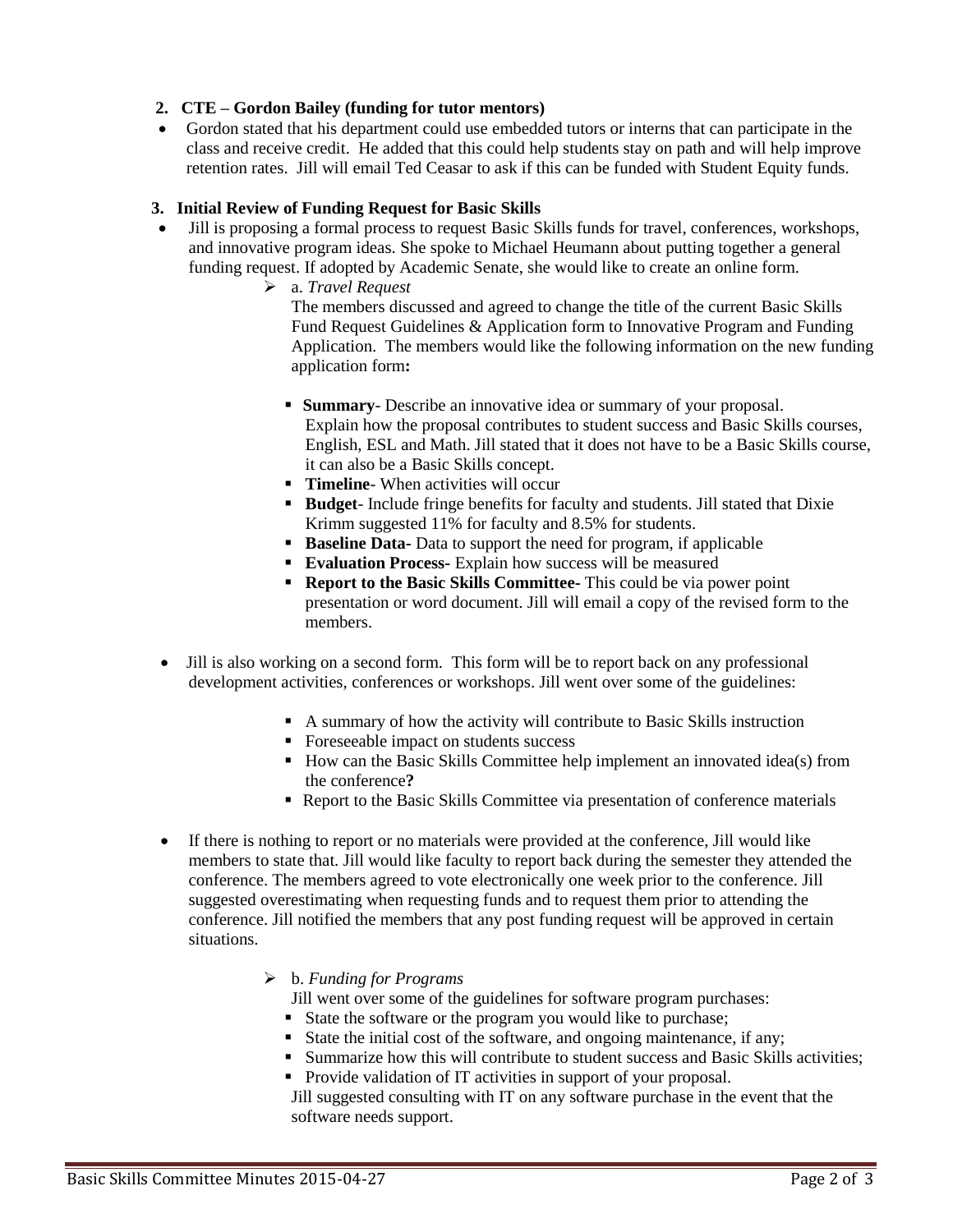**2. CTE – Gordon Bailey (funding for tutor mentors)**

- Gordon stated that his department could use embedded tutors or interns that can participate in the class and receive credit. He added that this could help students stay on path and will help improve retention rates. Jill will email Ted Ceasar to ask if this can be funded with Student Equity funds.

**3. Initial Review of Funding Request for Basic Skills**

- Jill is proposing a formal process to request Basic Skills funds for travel, conferences, workshops, and innovative program ideas. She spoke to Michael Heumann about putting together a general funding request. If adopted by Academic Senate, she would like to create an online form.
  - a. *Travel Request*

    The members discussed and agreed to change the title of the current Basic Skills Fund Request Guidelines & Application form to Innovative Program and Funding Application. The members would like the following information on the new funding application form**:**

    - **Summary**- Describe an innovative idea or summary of your proposal. Explain how the proposal contributes to student success and Basic Skills courses, English, ESL and Math. Jill stated that it does not have to be a Basic Skills course, it can also be a Basic Skills concept.
    - **Timeline**- When activities will occur
    - **Budget**- Include fringe benefits for faculty and students. Jill stated that Dixie Krimm suggested 11% for faculty and 8.5% for students.
    - **Baseline Data-** Data to support the need for program, if applicable
    - **Evaluation Process-** Explain how success will be measured
    - **Report to the Basic Skills Committee-** This could be via power point presentation or word document. Jill will email a copy of the revised form to the members.

- Jill is also working on a second form. This form will be to report back on any professional development activities, conferences or workshops. Jill went over some of the guidelines:
  - A summary of how the activity will contribute to Basic Skills instruction
  - Foreseeable impact on students success
  - How can the Basic Skills Committee help implement an innovated idea(s) from the conference**?**
  - Report to the Basic Skills Committee via presentation of conference materials

- If there is nothing to report or no materials were provided at the conference, Jill would like members to state that. Jill would like faculty to report back during the semester they attended the conference. The members agreed to vote electronically one week prior to the conference. Jill suggested overestimating when requesting funds and to request them prior to attending the conference. Jill notified the members that any post funding request will be approved in certain situations.
  - b. *Funding for Programs*

    Jill went over some of the guidelines for software program purchases:

    - State the software or the program you would like to purchase;
    - State the initial cost of the software, and ongoing maintenance, if any;
    - Summarize how this will contribute to student success and Basic Skills activities;
    - Provide validation of IT activities in support of your proposal.

    Jill suggested consulting with IT on any software purchase in the event that the software needs support.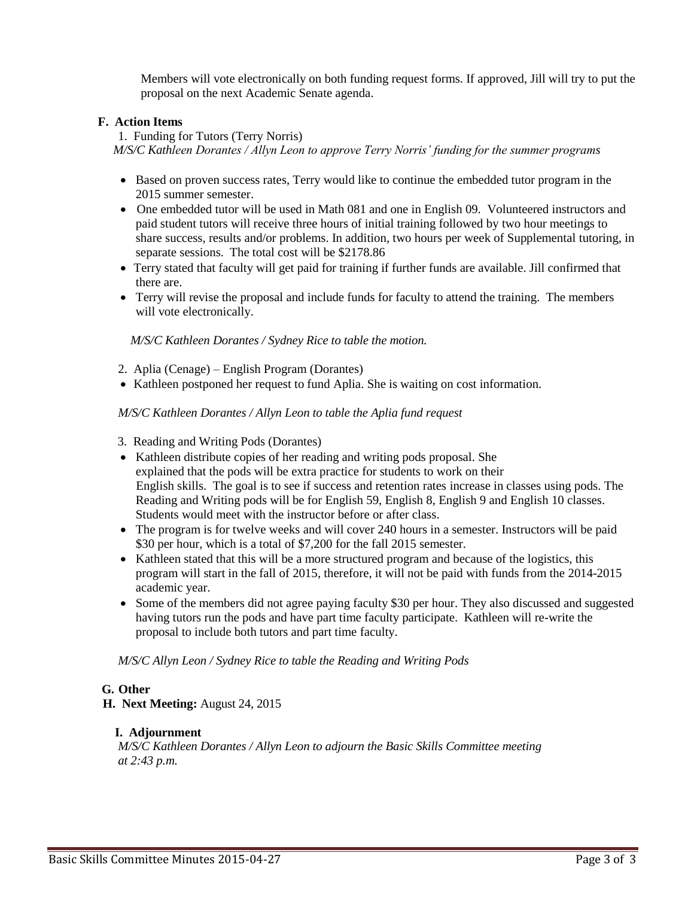Members will vote electronically on both funding request forms. If approved, Jill will try to put the proposal on the next Academic Senate agenda.

**F. Action Items**

1. Funding for Tutors (Terry Norris)

*M/S/C Kathleen Dorantes / Allyn Leon to approve Terry Norris' funding for the summer programs*

- Based on proven success rates, Terry would like to continue the embedded tutor program in the 2015 summer semester.
- One embedded tutor will be used in Math 081 and one in English 09. Volunteered instructors and paid student tutors will receive three hours of initial training followed by two hour meetings to share success, results and/or problems. In addition, two hours per week of Supplemental tutoring, in separate sessions. The total cost will be $2178.86
- Terry stated that faculty will get paid for training if further funds are available. Jill confirmed that there are.
- Terry will revise the proposal and include funds for faculty to attend the training. The members will vote electronically.

*M/S/C Kathleen Dorantes / Sydney Rice to table the motion.*

2. Aplia (Cenage) – English Program (Dorantes)

- Kathleen postponed her request to fund Aplia. She is waiting on cost information.

*M/S/C Kathleen Dorantes / Allyn Leon to table the Aplia fund request*

3. Reading and Writing Pods (Dorantes)

- Kathleen distribute copies of her reading and writing pods proposal. She explained that the pods will be extra practice for students to work on their English skills. The goal is to see if success and retention rates increase in classes using pods. The Reading and Writing pods will be for English 59, English 8, English 9 and English 10 classes. Students would meet with the instructor before or after class.
- The program is for twelve weeks and will cover 240 hours in a semester. Instructors will be paid $30 per hour, which is a total of $7,200 for the fall 2015 semester.
- Kathleen stated that this will be a more structured program and because of the logistics, this program will start in the fall of 2015, therefore, it will not be paid with funds from the 2014-2015 academic year.
- Some of the members did not agree paying faculty $30 per hour. They also discussed and suggested having tutors run the pods and have part time faculty participate. Kathleen will re-write the proposal to include both tutors and part time faculty.

*M/S/C Allyn Leon / Sydney Rice to table the Reading and Writing Pods*

**G. Other**

**H. Next Meeting:** August 24, 2015

**I. Adjournment**

*M/S/C Kathleen Dorantes / Allyn Leon to adjourn the Basic Skills Committee meeting at 2:43 p.m.*